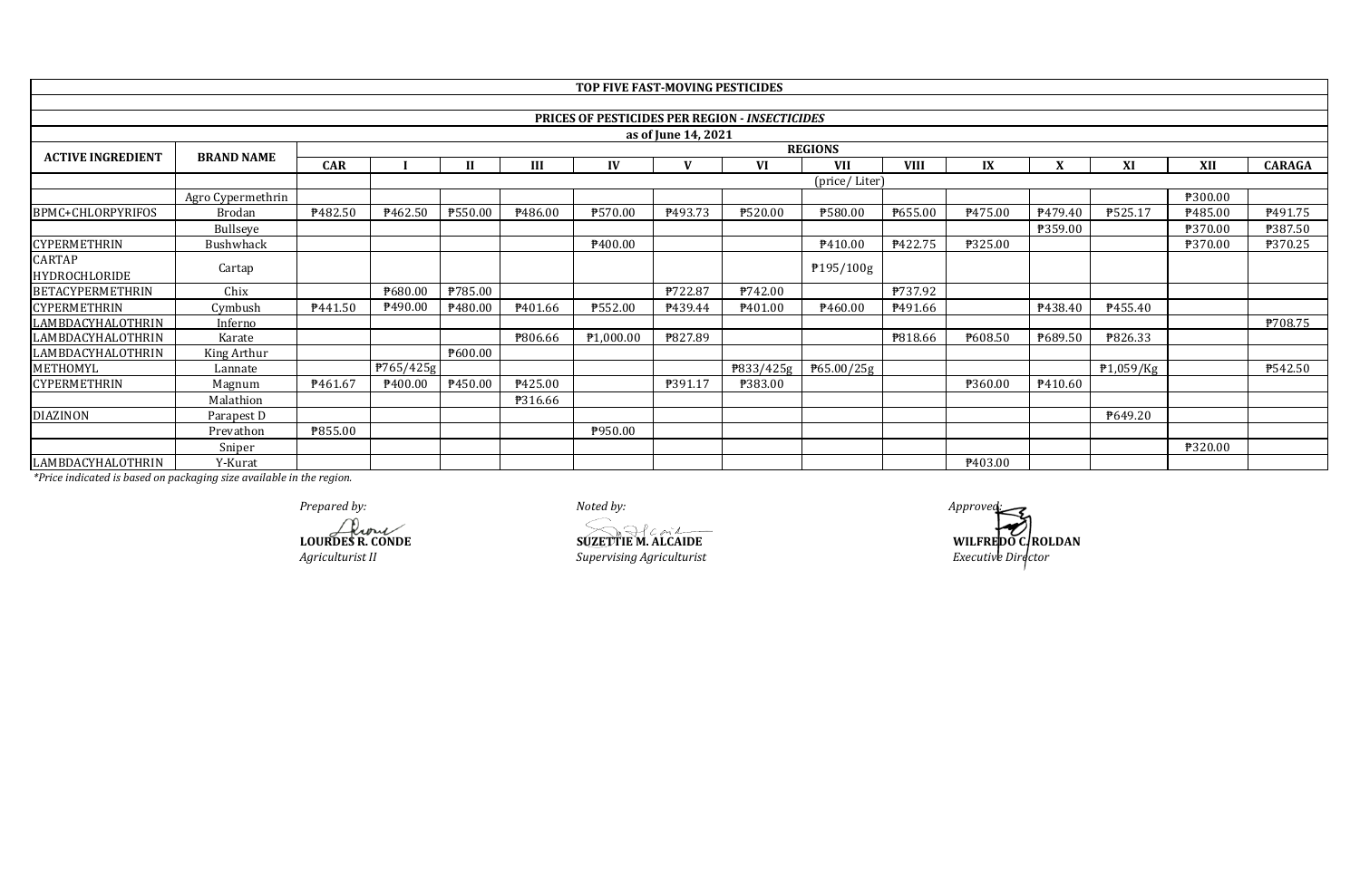# TOP FIVE FAST-MOVING PESTICIDES

## PRICES OF PESTICIDES PER REGION - *INSECTICIDES*

### as of June 14, 2021

| ACTIVE INGREDIENT | BRAND NAME | REGIONS | | | | | | | | | | | | | |
|---|---|---|---|---|---|---|---|---|---|---|---|---|---|---|---|
| | | CAR | I | II | III | IV | V | VI | VII | VIII | IX | X | XI | XII | CARAGA |
| | | | | | | | | | (price/ Liter) | | | | | | |
| | Agro Cypermethrin | | | | | | | | | | | | | ₱300.00 | |
| BPMC+CHLORPYRIFOS | Brodan | ₱482.50 | ₱462.50 | ₱550.00 | ₱486.00 | ₱570.00 | ₱493.73 | ₱520.00 | ₱580.00 | ₱655.00 | ₱475.00 | ₱479.40 | ₱525.17 | ₱485.00 | ₱491.75 |
| | Bullseye | | | | | | | | | | | ₱359.00 | | ₱370.00 | ₱387.50 |
| CYPERMETHRIN | Bushwhack | | | | | ₱400.00 | | | ₱410.00 | ₱422.75 | ₱325.00 | | | ₱370.00 | ₱370.25 |
| CARTAP HYDROCHLORIDE | Cartap | | | | | | | | ₱195/100g | | | | | | |
| BETACYPERMETHRIN | Chix | | ₱680.00 | ₱785.00 | | | ₱722.87 | ₱742.00 | | ₱737.92 | | | | | |
| CYPERMETHRIN | Cymbush | ₱441.50 | ₱490.00 | ₱480.00 | ₱401.66 | ₱552.00 | ₱439.44 | ₱401.00 | ₱460.00 | ₱491.66 | | ₱438.40 | ₱455.40 | | |
| LAMBDACYHALOTHRIN | Inferno | | | | | | | | | | | | | | ₱708.75 |
| LAMBDACYHALOTHRIN | Karate | | | | ₱806.66 | ₱1,000.00 | ₱827.89 | | | ₱818.66 | ₱608.50 | ₱689.50 | ₱826.33 | | |
| LAMBDACYHALOTHRIN | King Arthur | | | ₱600.00 | | | | | | | | | | | |
| METHOMYL | Lannate | | ₱765/425g | | | | | ₱833/425g | ₱65.00/25g | | | | ₱1,059/Kg | | ₱542.50 |
| CYPERMETHRIN | Magnum | ₱461.67 | ₱400.00 | ₱450.00 | ₱425.00 | | ₱391.17 | ₱383.00 | | | ₱360.00 | ₱410.60 | | | |
| | Malathion | | | | ₱316.66 | | | | | | | | | | |
| DIAZINON | Parapest D | | | | | | | | | | | | ₱649.20 | | |
| | Prevathon | ₱855.00 | | | | ₱950.00 | | | | | | | | | |
| | Sniper | | | | | | | | | | | | | ₱320.00 | |
| LAMBDACYHALOTHRIN | Y-Kurat | | | | | | | | | | ₱403.00 | | | | |

*\*Price indicated is based on packaging size available in the region.*

*Prepared by:*
**LOURDES R. CONDE**
*Agriculturist II*

*Noted by:*
**SUZETTIE M. ALCAIDE**
*Supervising Agriculturist*

*Approved:*
**WILFREDO C. ROLDAN**
*Executive Director*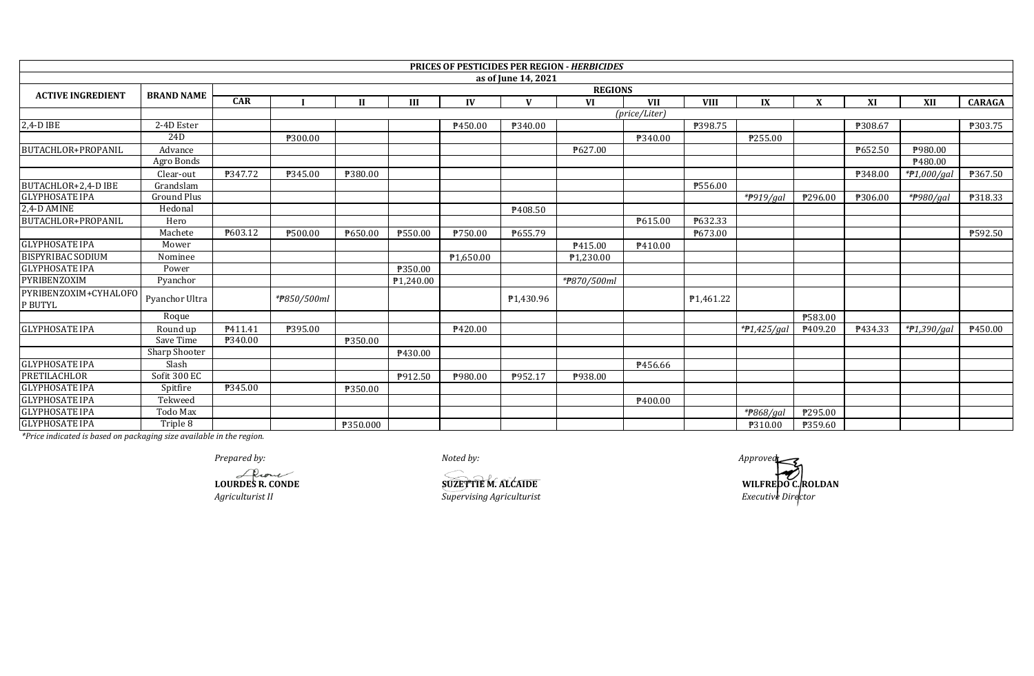**PRICES OF PESTICIDES PER REGION - *HERBICIDES***

**as of June 14, 2021**

| ACTIVE INGREDIENT | BRAND NAME | REGIONS | | | | | | | | | | | | | |
|---|---|---|---|---|---|---|---|---|---|---|---|---|---|---|---|
| | | CAR | I | II | III | IV | V | VI | VII | VIII | IX | X | XI | XII | CARAGA |
| | | *(price/Liter)* | | | | | | | | | | | | | |
| 2,4-D IBE | 2-4D Ester | | | | | ₱450.00 | ₱340.00 | | | ₱398.75 | | | ₱308.67 | | ₱303.75 |
| | 24D | | ₱300.00 | | | | | | ₱340.00 | | ₱255.00 | | | | |
| BUTACHLOR+PROPANIL | Advance | | | | | | | ₱627.00 | | | | | ₱652.50 | ₱980.00 | |
| | Agro Bonds | | | | | | | | | | | | | ₱480.00 | |
| | Clear-out | ₱347.72 | ₱345.00 | ₱380.00 | | | | | | | | | ₱348.00 | *₱1,000/gal | ₱367.50 |
| BUTACHLOR+2,4-D IBE | Grandslam | | | | | | | | | ₱556.00 | | | | | |
| GLYPHOSATE IPA | Ground Plus | | | | | | | | | | *₱919/gal | ₱296.00 | ₱306.00 | *₱980/gal | ₱318.33 |
| 2,4-D AMINE | Hedonal | | | | | | ₱408.50 | | | | | | | | |
| BUTACHLOR+PROPANIL | Hero | | | | | | | | ₱615.00 | ₱632.33 | | | | | |
| | Machete | ₱603.12 | ₱500.00 | ₱650.00 | ₱550.00 | ₱750.00 | ₱655.79 | | | ₱673.00 | | | | | ₱592.50 |
| GLYPHOSATE IPA | Mower | | | | | | | ₱415.00 | ₱410.00 | | | | | | |
| BISPYRIBAC SODIUM | Nominee | | | | | ₱1,650.00 | | ₱1,230.00 | | | | | | | |
| GLYPHOSATE IPA | Power | | | | ₱350.00 | | | | | | | | | | |
| PYRIBENZOXIM | Pyanchor | | | | ₱1,240.00 | | | *₱870/500ml | | | | | | | |
| PYRIBENZOXIM+CYHALOFOP BUTYL | Pyanchor Ultra | | *₱850/500ml | | | | ₱1,430.96 | | | ₱1,461.22 | | | | | |
| | Roque | | | | | | | | | | | ₱583.00 | | | |
| GLYPHOSATE IPA | Round up | ₱411.41 | ₱395.00 | | | ₱420.00 | | | | | *₱1,425/gal | ₱409.20 | ₱434.33 | *₱1,390/gal | ₱450.00 |
| | Save Time | ₱340.00 | | ₱350.00 | | | | | | | | | | | |
| | Sharp Shooter | | | | ₱430.00 | | | | | | | | | | |
| GLYPHOSATE IPA | Slash | | | | | | | | ₱456.66 | | | | | | |
| PRETILACHLOR | Sofit 300 EC | | | | ₱912.50 | ₱980.00 | ₱952.17 | ₱938.00 | | | | | | | |
| GLYPHOSATE IPA | Spitfire | ₱345.00 | | ₱350.00 | | | | | | | | | | | |
| GLYPHOSATE IPA | Tekweed | | | | | | | | ₱400.00 | | | | | | |
| GLYPHOSATE IPA | Todo Max | | | | | | | | | | *₱868/gal | ₱295.00 | | | |
| GLYPHOSATE IPA | Triple 8 | | | ₱350.000 | | | | | | | ₱310.00 | ₱359.60 | | | |

*\*Price indicated is based on packaging size available in the region.*

*Prepared by:*

**LOURDES R. CONDE**
*Agriculturist II*

*Noted by:*

**SUZETTIE M. ALCAIDE**
*Supervising Agriculturist*

*Approved:*

**WILFREDO C. ROLDAN**
*Executive Director*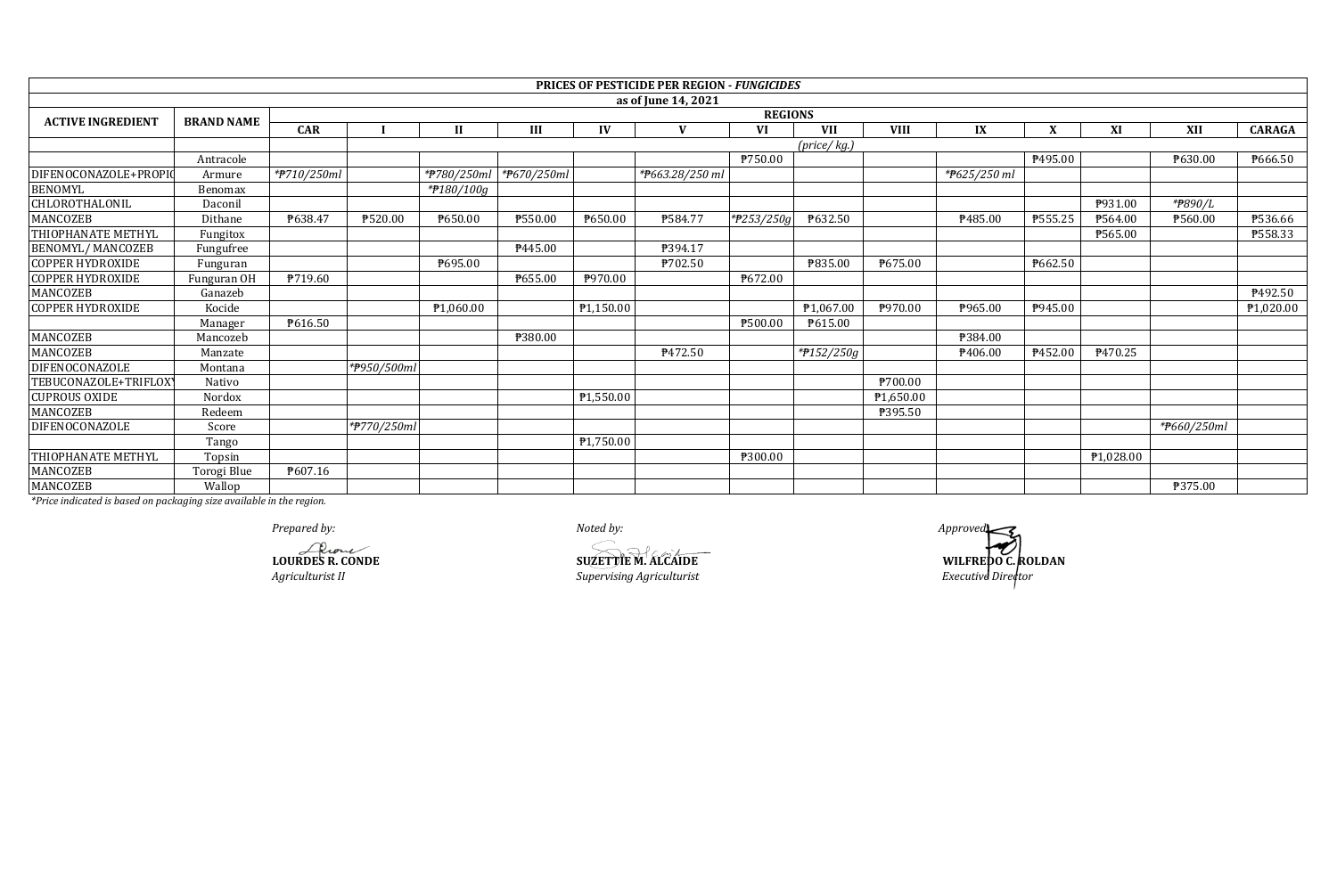# PRICES OF PESTICIDE PER REGION - *FUNGICIDES*

## as of June 14, 2021

| ACTIVE INGREDIENT | BRAND NAME | REGIONS | | | | | | | | | | | | | | |
|---|---|---|---|---|---|---|---|---|---|---|---|---|---|---|---|---|
| | | CAR | I | II | III | IV | V | VI | VII | VIII | IX | X | XI | XII | CARAGA |
| | | | *(price/ kg.)* | | | | | | | | | | | | |
| | Antracole | | | | | | | ₱750.00 | | | | ₱495.00 | | ₱630.00 | ₱666.50 |
| DIFENOCONAZOLE+PROPIC | Armure | *₱710/250ml* | | *₱780/250ml* | *₱670/250ml* | | *₱663.28/250 ml* | | | | *₱625/250 ml* | | | | |
| BENOMYL | Benomax | | | *₱180/100g* | | | | | | | | | | | |
| CHLOROTHALONIL | Daconil | | | | | | | | | | | | ₱931.00 | *₱890/L* | |
| MANCOZEB | Dithane | ₱638.47 | ₱520.00 | ₱650.00 | ₱550.00 | ₱650.00 | ₱584.77 | *₱253/250g* | ₱632.50 | | ₱485.00 | ₱555.25 | ₱564.00 | ₱560.00 | ₱536.66 |
| THIOPHANATE METHYL | Fungitox | | | | | | | | | | | | ₱565.00 | | ₱558.33 |
| BENOMYL/ MANCOZEB | Fungufree | | | | ₱445.00 | | ₱394.17 | | | | | | | | |
| COPPER HYDROXIDE | Funguran | | | ₱695.00 | | | ₱702.50 | | ₱835.00 | ₱675.00 | | ₱662.50 | | | |
| COPPER HYDROXIDE | Funguran OH | ₱719.60 | | | ₱655.00 | ₱970.00 | | ₱672.00 | | | | | | | |
| MANCOZEB | Ganazeb | | | | | | | | | | | | | | ₱492.50 |
| COPPER HYDROXIDE | Kocide | | | ₱1,060.00 | | ₱1,150.00 | | | ₱1,067.00 | ₱970.00 | ₱965.00 | ₱945.00 | | | ₱1,020.00 |
| | Manager | ₱616.50 | | | | | | ₱500.00 | ₱615.00 | | | | | | |
| MANCOZEB | Mancozeb | | | | ₱380.00 | | | | | | ₱384.00 | | | | |
| MANCOZEB | Manzate | | | | | | ₱472.50 | | *₱152/250g* | | ₱406.00 | ₱452.00 | ₱470.25 | | |
| DIFENOCONAZOLE | Montana | | *₱950/500ml* | | | | | | | | | | | | |
| TEBUCONAZOLE+TRIFLOXY | Nativo | | | | | | | | | ₱700.00 | | | | | |
| CUPROUS OXIDE | Nordox | | | | | ₱1,550.00 | | | | ₱1,650.00 | | | | | |
| MANCOZEB | Redeem | | | | | | | | | ₱395.50 | | | | | |
| DIFENOCONAZOLE | Score | | *₱770/250ml* | | | | | | | | | | | *₱660/250ml* | |
| | Tango | | | | | ₱1,750.00 | | | | | | | | | |
| THIOPHANATE METHYL | Topsin | | | | | | | ₱300.00 | | | | | ₱1,028.00 | | |
| MANCOZEB | Torogi Blue | ₱607.16 | | | | | | | | | | | | | |
| MANCOZEB | Wallop | | | | | | | | | | | | | ₱375.00 | |

*\*Price indicated is based on packaging size available in the region.*

*Prepared by:*

**LOURDES R. CONDE**
*Agriculturist II*

*Noted by:*

**SUZETTIE M. ALCAIDE**
*Supervising Agriculturist*

*Approved:*

**WILFREDO C. ROLDAN**
*Executive Director*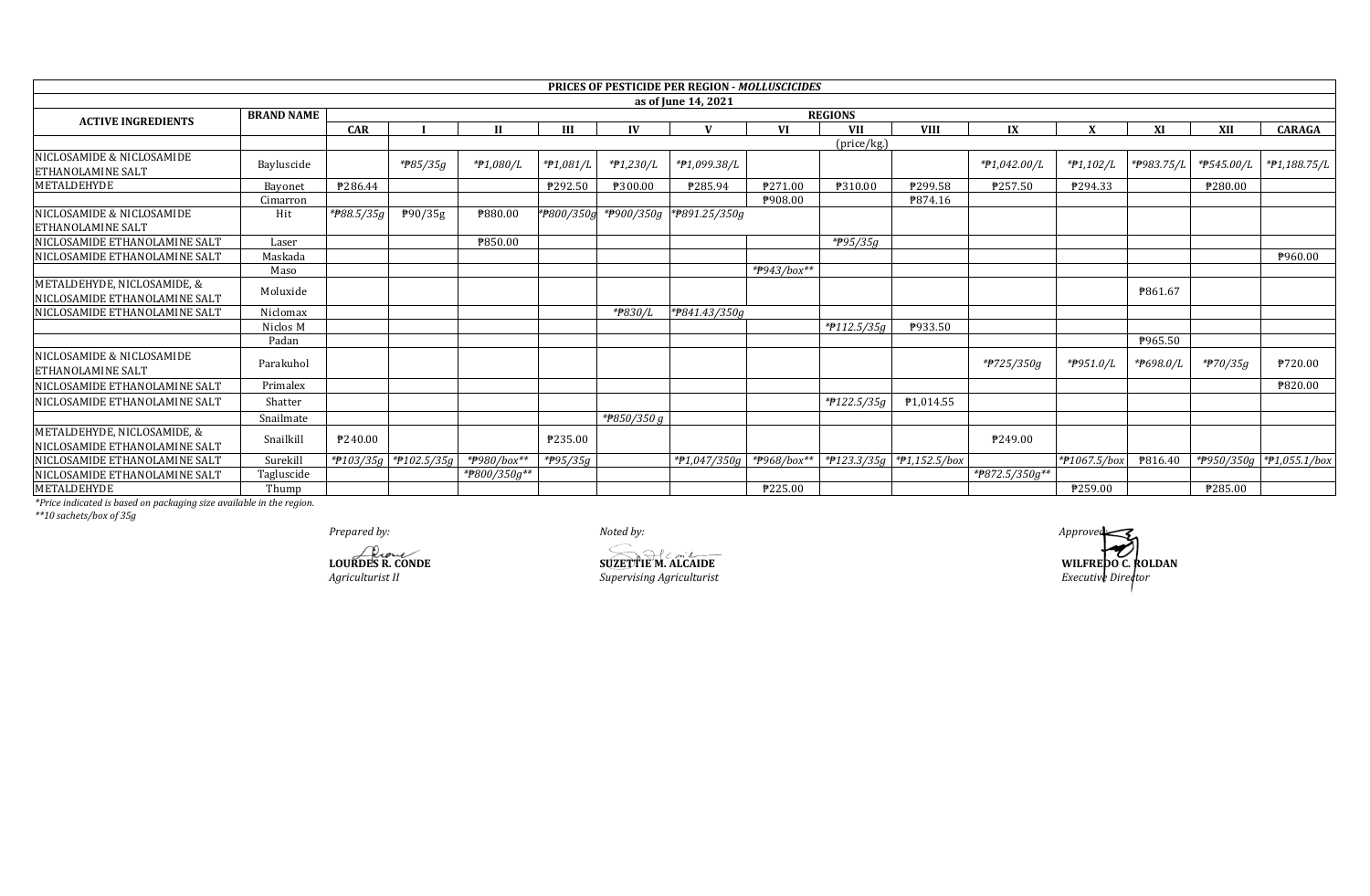| PRICES OF PESTICIDE PER REGION - *MOLLUSCICIDES* | | | | | | | | | | | | | | | |
|---|---|---|---|---|---|---|---|---|---|---|---|---|---|---|---|
| as of June 14, 2021 | | | | | | | | | | | | | | | |
| ACTIVE INGREDIENTS | BRAND NAME | REGIONS | | | | | | | | | | | | | |
| | | CAR | I | II | III | IV | V | VI | VII | VIII | IX | X | XI | XII | CARAGA |
| | | | (price/kg.) | | | | | | | | | | | | |
| NICLOSAMIDE & NICLOSAMIDE ETHANOLAMINE SALT | Bayluscide | | *₱85/35g | *₱1,080/L | *₱1,081/L | *₱1,230/L | *₱1,099.38/L | | | | *₱1,042.00/L | *₱1,102/L | *₱983.75/L | *₱545.00/L | *₱1,188.75/L |
| METALDEHYDE | Bayonet | ₱286.44 | | | ₱292.50 | ₱300.00 | ₱285.94 | ₱271.00 | ₱310.00 | ₱299.58 | ₱257.50 | ₱294.33 | | ₱280.00 | |
| | Cimarron | | | | | | | ₱908.00 | | ₱874.16 | | | | | |
| NICLOSAMIDE & NICLOSAMIDE ETHANOLAMINE SALT | Hit | *₱88.5/35g | ₱90/35g | ₱880.00 | *₱800/350g | *₱900/350g | *₱891.25/350g | | | | | | | | |
| NICLOSAMIDE ETHANOLAMINE SALT | Laser | | | ₱850.00 | | | | | *₱95/35g | | | | | | |
| NICLOSAMIDE ETHANOLAMINE SALT | Maskada | | | | | | | | | | | | | | ₱960.00 |
| | Maso | | | | | | | *₱943/box** | | | | | | | |
| METALDEHYDE, NICLOSAMIDE, & NICLOSAMIDE ETHANOLAMINE SALT | Moluxide | | | | | | | | | | | | ₱861.67 | | |
| NICLOSAMIDE ETHANOLAMINE SALT | Niclomax | | | | | *₱830/L | *₱841.43/350g | | | | | | | | |
| | Niclos M | | | | | | | | *₱112.5/35g | ₱933.50 | | | | | |
| | Padan | | | | | | | | | | | | ₱965.50 | | |
| NICLOSAMIDE & NICLOSAMIDE ETHANOLAMINE SALT | Parakuhol | | | | | | | | | | *₱725/350g | *₱951.0/L | *₱698.0/L | *₱70/35g | ₱720.00 |
| NICLOSAMIDE ETHANOLAMINE SALT | Primalex | | | | | | | | | | | | | | ₱820.00 |
| NICLOSAMIDE ETHANOLAMINE SALT | Shatter | | | | | | | | *₱122.5/35g | ₱1,014.55 | | | | | |
| | Snailmate | | | | | *₱850/350 g | | | | | | | | | |
| METALDEHYDE, NICLOSAMIDE, & NICLOSAMIDE ETHANOLAMINE SALT | Snailkill | ₱240.00 | | | ₱235.00 | | | | | | ₱249.00 | | | | |
| NICLOSAMIDE ETHANOLAMINE SALT | Surekill | *₱103/35g | *₱102.5/35g | *₱980/box** | *₱95/35g | | *₱1,047/350g | *₱968/box** | *₱123.3/35g | *₱1,152.5/box | | *₱1067.5/box | ₱816.40 | *₱950/350g | *₱1,055.1/box |
| NICLOSAMIDE ETHANOLAMINE SALT | Tagluscide | | | *₱800/350g** | | | | | | | *₱872.5/350g** | | | | |
| METALDEHYDE | Thump | | | | | | | ₱225.00 | | | | ₱259.00 | | ₱285.00 | |

*\*Price indicated is based on packaging size available in the region.*
*\*\*10 sachets/box of 35g*

*Prepared by:*

**LOURDES R. CONDE**
*Agriculturist II*

*Noted by:*

**SUZETTIE M. ALCAIDE**
*Supervising Agriculturist*

*Approved:*

**WILFREDO C. ROLDAN**
*Executive Director*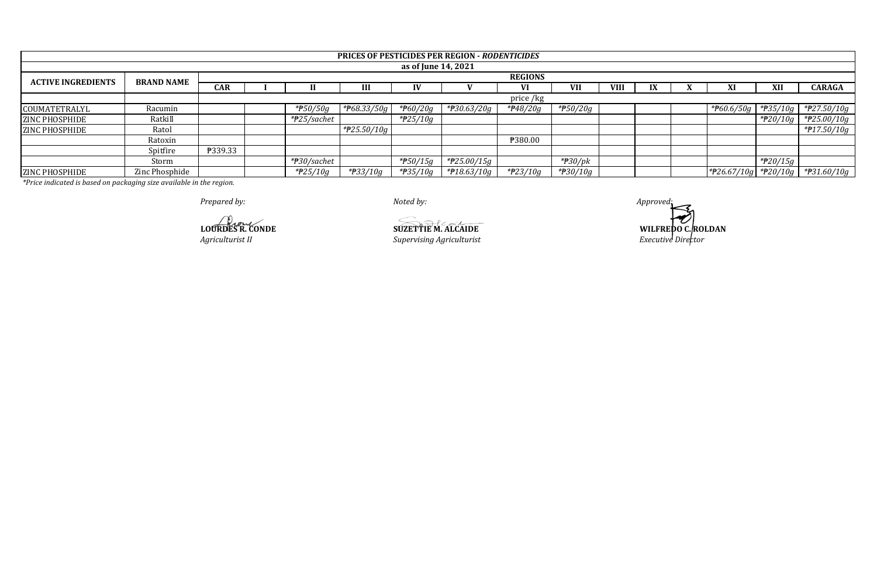| PRICES OF PESTICIDES PER REGION - *RODENTICIDES* | | | | | | | | | | | | | | | | |
|---|---|---|---|---|---|---|---|---|---|---|---|---|---|---|---|---|
| as of June 14, 2021 | | | | | | | | | | | | | | | | |
| **ACTIVE INGREDIENTS** | **BRAND NAME** | **REGIONS** | | | | | | | | | | | | | | |
| | | **CAR** | **I** | **II** | **III** | **IV** | **V** | **VI** | **VII** | **VIII** | **IX** | **X** | **XI** | **XII** | **CARAGA** |
| | | price /kg | | | | | | | | | | | | | |
| COUMATETRALYL | Racumin | | | *₱50/50g* | *₱68.33/50g* | *₱60/20g* | *₱30.63/20g* | *₱48/20g* | *₱50/20g* | | | | *₱60.6/50g* | *₱35/10g* | *₱27.50/10g* |
| ZINC PHOSPHIDE | Ratkill | | | *₱25/sachet* | | *₱25/10g* | | | | | | | | *₱20/10g* | *₱25.00/10g* |
| ZINC PHOSPHIDE | Ratol | | | | *₱25.50/10g* | | | | | | | | | | *₱17.50/10g* |
| | Ratoxin | | | | | | | ₱380.00 | | | | | | | |
| | Spitfire | ₱339.33 | | | | | | | | | | | | | |
| | Storm | | | *₱30/sachet* | | *₱50/15g* | *₱25.00/15g* | | *₱30/pk* | | | | | *₱20/15g* | |
| ZINC PHOSPHIDE | Zinc Phosphide | | | *₱25/10g* | *₱33/10g* | *₱35/10g* | *₱18.63/10g* | *₱23/10g* | *₱30/10g* | | | | *₱26.67/10g* | *₱20/10g* | *₱31.60/10g* |

*\*Price indicated is based on packaging size available in the region.*

*Prepared by:*

**LOURDES R. CONDE**
*Agriculturist II*

*Noted by:*

**SUZETTIE M. ALCAIDE**
*Supervising Agriculturist*

*Approved:*

**WILFREDO C. ROLDAN**
*Executive Director*